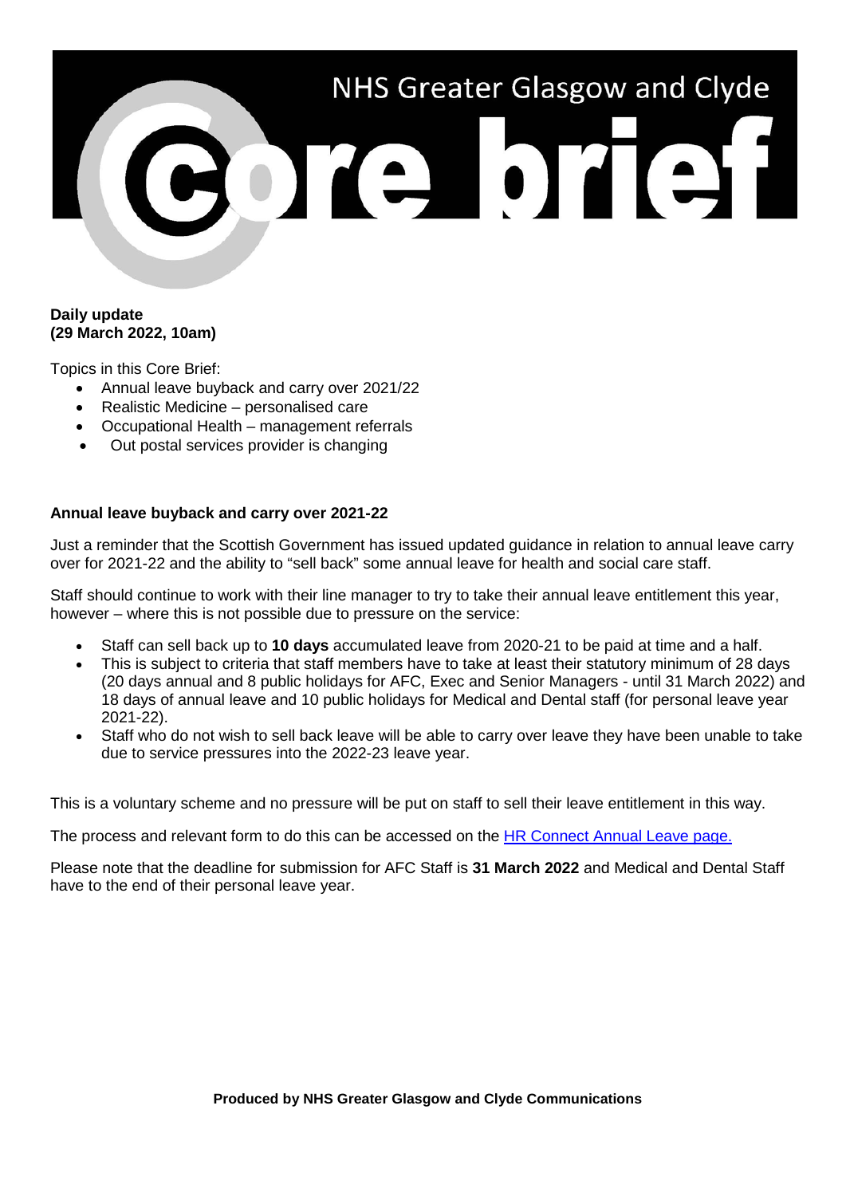# NHS Greater Glasgow and Clyde

# Core brief

**Daily update**
**(29 March 2022, 10am)**

Topics in this Core Brief:

- Annual leave buyback and carry over 2021/22
- Realistic Medicine – personalised care
- Occupational Health – management referrals
- Out postal services provider is changing

**Annual leave buyback and carry over 2021-22**

Just a reminder that the Scottish Government has issued updated guidance in relation to annual leave carry over for 2021-22 and the ability to "sell back" some annual leave for health and social care staff.

Staff should continue to work with their line manager to try to take their annual leave entitlement this year, however – where this is not possible due to pressure on the service:

- Staff can sell back up to **10 days** accumulated leave from 2020-21 to be paid at time and a half.
- This is subject to criteria that staff members have to take at least their statutory minimum of 28 days (20 days annual and 8 public holidays for AFC, Exec and Senior Managers - until 31 March 2022) and 18 days of annual leave and 10 public holidays for Medical and Dental staff (for personal leave year 2021-22).
- Staff who do not wish to sell back leave will be able to carry over leave they have been unable to take due to service pressures into the 2022-23 leave year.

This is a voluntary scheme and no pressure will be put on staff to sell their leave entitlement in this way.

The process and relevant form to do this can be accessed on the HR Connect Annual Leave page.

Please note that the deadline for submission for AFC Staff is **31 March 2022** and Medical and Dental Staff have to the end of their personal leave year.

**Produced by NHS Greater Glasgow and Clyde Communications**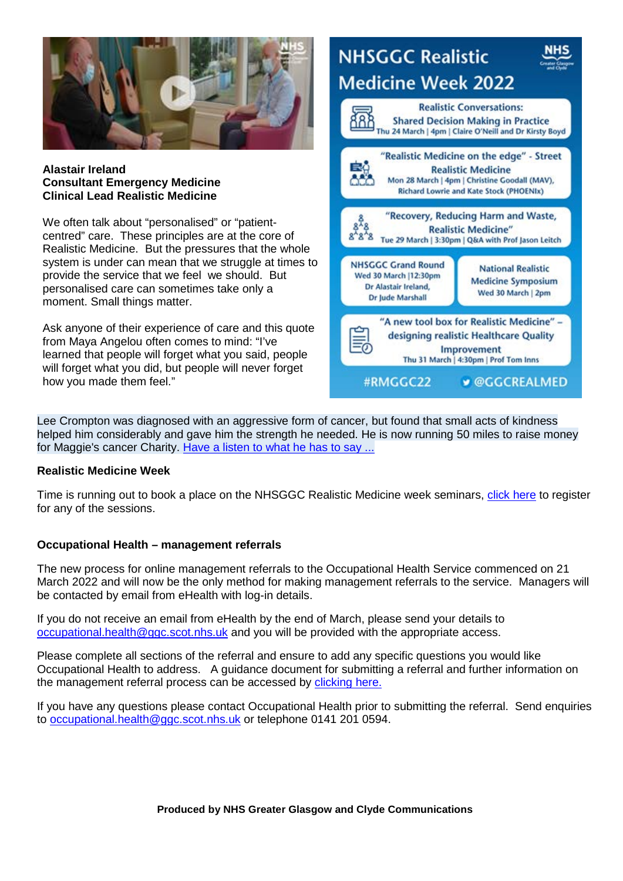**Alastair Ireland**
**Consultant Emergency Medicine**
**Clinical Lead Realistic Medicine**

We often talk about "personalised" or "patient-centred" care. These principles are at the core of Realistic Medicine. But the pressures that the whole system is under can mean that we struggle at times to provide the service that we feel we should. But personalised care can sometimes take only a moment. Small things matter.

Ask anyone of their experience of care and this quote from Maya Angelou often comes to mind: "I've learned that people will forget what you said, people will forget what you did, but people will never forget how you made them feel."

**NHSGGC Realistic Medicine Week 2022**

- Realistic Conversations: Shared Decision Making in Practice — Thu 24 March | 4pm | Claire O'Neill and Dr Kirsty Boyd
- "Realistic Medicine on the edge" - Street Realistic Medicine — Mon 28 March | 4pm | Christine Goodall (MAV), Richard Lowrie and Kate Stock (PHOENIx)
- "Recovery, Reducing Harm and Waste, Realistic Medicine" — Tue 29 March | 3:30pm | Q&A with Prof Jason Leitch
- NHSGGC Grand Round — Wed 30 March |12:30pm — Dr Alastair Ireland, Dr Jude Marshall
- National Realistic Medicine Symposium — Wed 30 March | 2pm
- "A new tool box for Realistic Medicine" – designing realistic Healthcare Quality Improvement — Thu 31 March | 4:30pm | Prof Tom Inns

#RMGGC22 @GGCREALMED

Lee Crompton was diagnosed with an aggressive form of cancer, but found that small acts of kindness helped him considerably and gave him the strength he needed. He is now running 50 miles to raise money for Maggie's cancer Charity. Have a listen to what he has to say ...

**Realistic Medicine Week**

Time is running out to book a place on the NHSGGC Realistic Medicine week seminars, click here to register for any of the sessions.

**Occupational Health – management referrals**

The new process for online management referrals to the Occupational Health Service commenced on 21 March 2022 and will now be the only method for making management referrals to the service. Managers will be contacted by email from eHealth with log-in details.

If you do not receive an email from eHealth by the end of March, please send your details to occupational.health@ggc.scot.nhs.uk and you will be provided with the appropriate access.

Please complete all sections of the referral and ensure to add any specific questions you would like Occupational Health to address. A guidance document for submitting a referral and further information on the management referral process can be accessed by clicking here.

If you have any questions please contact Occupational Health prior to submitting the referral. Send enquiries to occupational.health@ggc.scot.nhs.uk or telephone 0141 201 0594.

**Produced by NHS Greater Glasgow and Clyde Communications**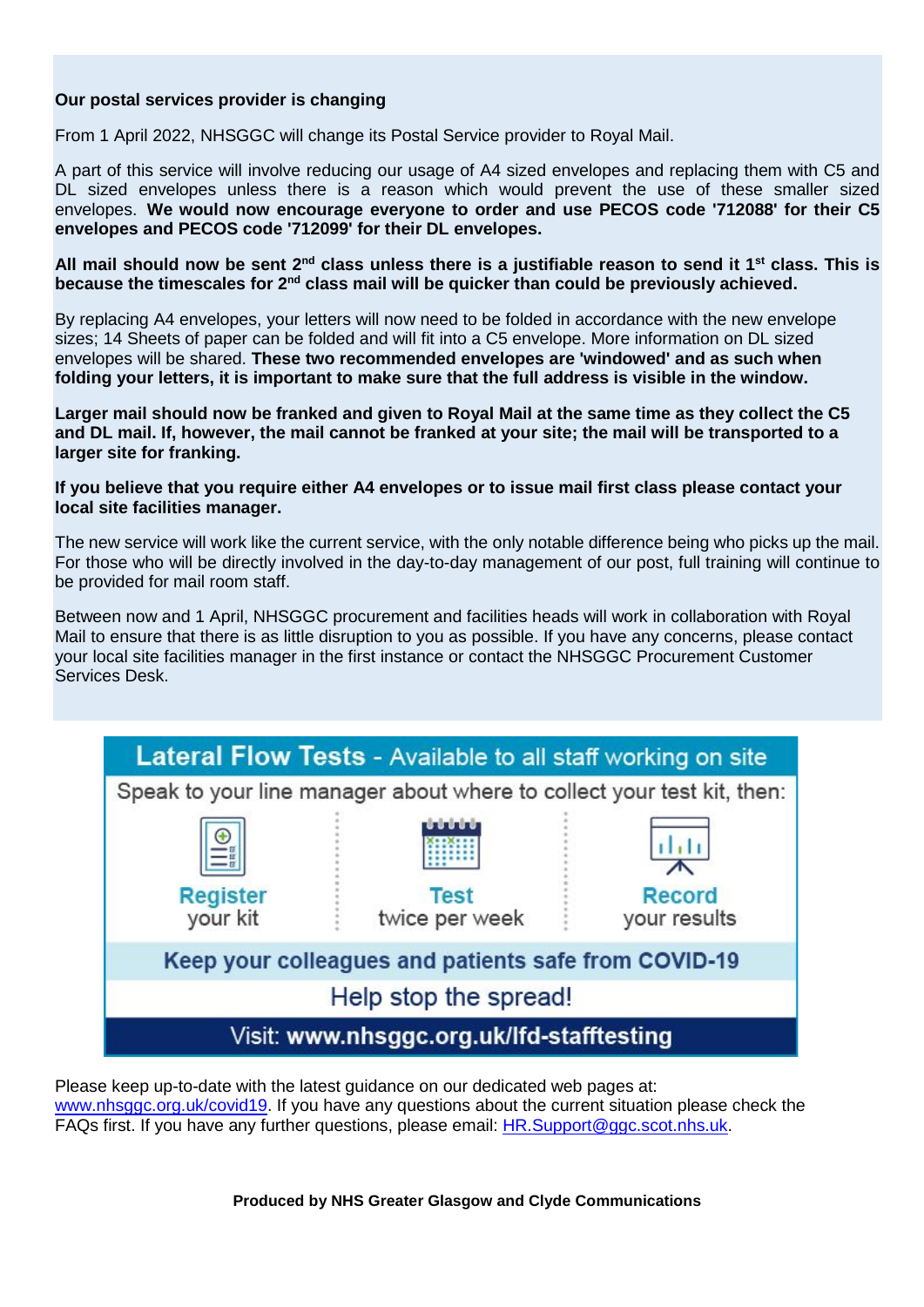**Our postal services provider is changing**

From 1 April 2022, NHSGGC will change its Postal Service provider to Royal Mail.

A part of this service will involve reducing our usage of A4 sized envelopes and replacing them with C5 and DL sized envelopes unless there is a reason which would prevent the use of these smaller sized envelopes. **We would now encourage everyone to order and use PECOS code '712088' for their C5 envelopes and PECOS code '712099' for their DL envelopes.**

**All mail should now be sent 2nd class unless there is a justifiable reason to send it 1st class. This is because the timescales for 2nd class mail will be quicker than could be previously achieved.**

By replacing A4 envelopes, your letters will now need to be folded in accordance with the new envelope sizes; 14 Sheets of paper can be folded and will fit into a C5 envelope. More information on DL sized envelopes will be shared. **These two recommended envelopes are 'windowed' and as such when folding your letters, it is important to make sure that the full address is visible in the window.**

**Larger mail should now be franked and given to Royal Mail at the same time as they collect the C5 and DL mail. If, however, the mail cannot be franked at your site; the mail will be transported to a larger site for franking.**

**If you believe that you require either A4 envelopes or to issue mail first class please contact your local site facilities manager.**

The new service will work like the current service, with the only notable difference being who picks up the mail. For those who will be directly involved in the day-to-day management of our post, full training will continue to be provided for mail room staff.

Between now and 1 April, NHSGGC procurement and facilities heads will work in collaboration with Royal Mail to ensure that there is as little disruption to you as possible. If you have any concerns, please contact your local site facilities manager in the first instance or contact the NHSGGC Procurement Customer Services Desk.

**Lateral Flow Tests** - Available to all staff working on site

Speak to your line manager about where to collect your test kit, then:

**Register** your kit | **Test** twice per week | **Record** your results

**Keep your colleagues and patients safe from COVID-19**

Help stop the spread!

Visit: **www.nhsggc.org.uk/lfd-stafftesting**

Please keep up-to-date with the latest guidance on our dedicated web pages at: www.nhsggc.org.uk/covid19. If you have any questions about the current situation please check the FAQs first. If you have any further questions, please email: HR.Support@ggc.scot.nhs.uk.

**Produced by NHS Greater Glasgow and Clyde Communications**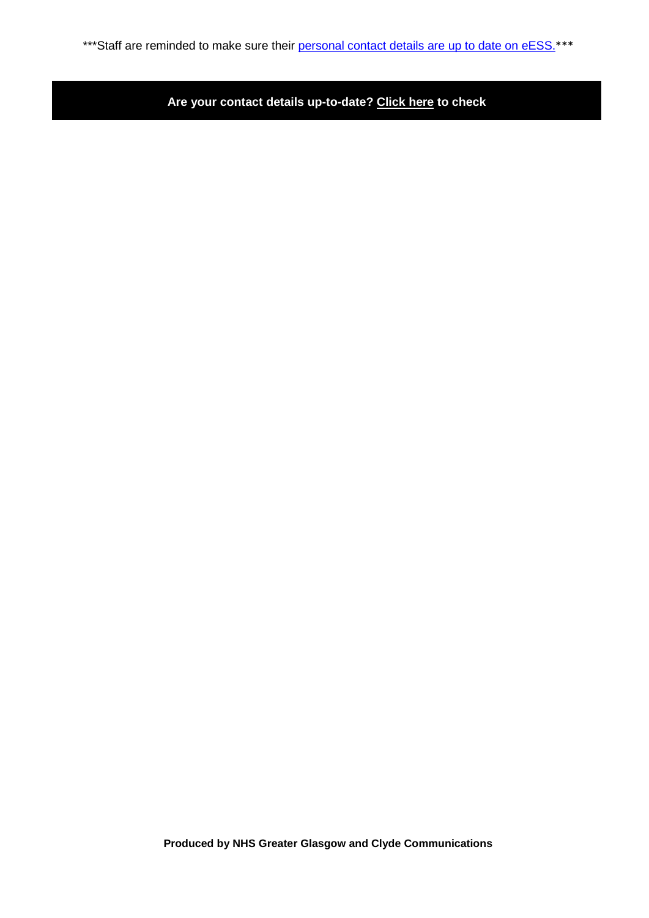***Staff are reminded to make sure their personal contact details are up to date on eESS.***

**Are your contact details up-to-date? Click here to check**

**Produced by NHS Greater Glasgow and Clyde Communications**